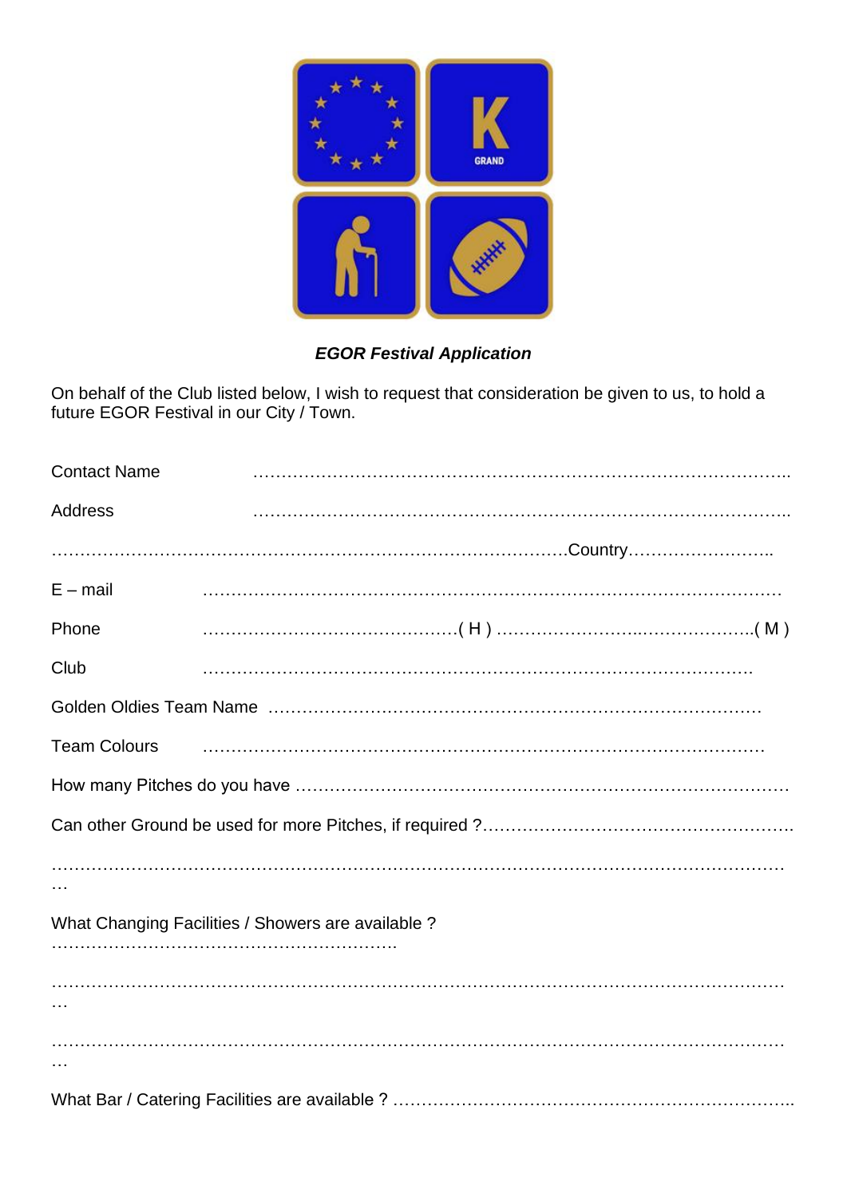GRAND

***EGOR Festival Application***

On behalf of the Club listed below, I wish to request that consideration be given to us, to hold a future EGOR Festival in our City / Town.

Contact Name ……………………………………………………………………………………..

Address ……………………………………………………………………………………..

……………………………………………………………………………………Country……………………..

E – mail ……………………………………………………………………………………

Phone ………………………………………( H ) ……………………………………..( M )

Club ……………………………………………………………………………………

Golden Oldies Team Name ……………………………………………………………………………

Team Colours ……………………………………………………………………………………

How many Pitches do you have ……………………………………………………………………………

Can other Ground be used for more Pitches, if required ?……………………………………………….

………………………………………………………………………………………………………………

What Changing Facilities / Showers are available ?
…………………………………………………….

………………………………………………………………………………………………………………

………………………………………………………………………………………………………………

What Bar / Catering Facilities are available ? ……………………………………………………………..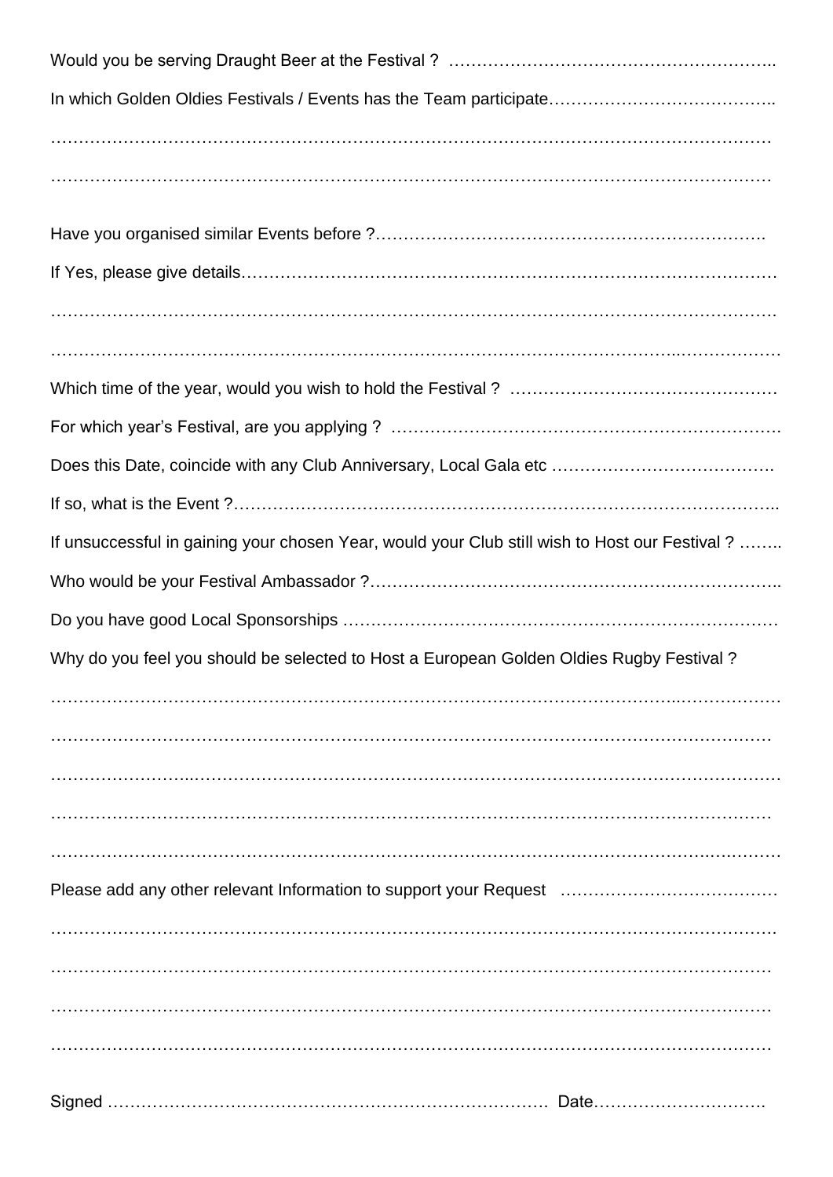Would you be serving Draught Beer at the Festival ? ……………………………………………………..

In which Golden Oldies Festivals / Events has the Team participate…………………………………..

…………………………………………………………………………………………………………………

…………………………………………………………………………………………………………………

Have you organised similar Events before ?…………………………………………………………….

If Yes, please give details………………………………………………………………………………………

…………………………………………………………………………………………………………………

…………………………………………………………………………………………………………………

Which time of the year, would you wish to hold the Festival ? …………………………………………

For which year's Festival, are you applying ? …………………………………………………………….

Does this Date, coincide with any Club Anniversary, Local Gala etc ………………………………….

If so, what is the Event ?………………………………………………………………………………………..

If unsuccessful in gaining your chosen Year, would your Club still wish to Host our Festival ? ……..

Who would be your Festival Ambassador ?……………………………………………………………..

Do you have good Local Sponsorships ……………………………………………………………………

Why do you feel you should be selected to Host a European Golden Oldies Rugby Festival ?

…………………………………………………………………………………………………………………

…………………………………………………………………………………………………………………

…………………………………………………………………………………………………………………

…………………………………………………………………………………………………………………

…………………………………………………………………………………………………………………

Please add any other relevant Information to support your Request …………………………………

…………………………………………………………………………………………………………………

…………………………………………………………………………………………………………………

…………………………………………………………………………………………………………………

…………………………………………………………………………………………………………………

Signed ……………………………………………………………………… Date………………………….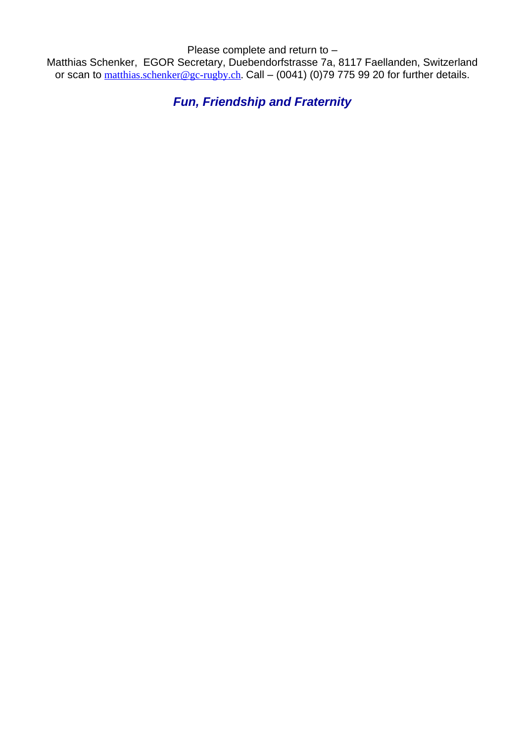Please complete and return to –
Matthias Schenker, EGOR Secretary, Duebendorfstrasse 7a, 8117 Faellanden, Switzerland
or scan to matthias.schenker@gc-rugby.ch. Call – (0041) (0)79 775 99 20 for further details.

***Fun, Friendship and Fraternity***